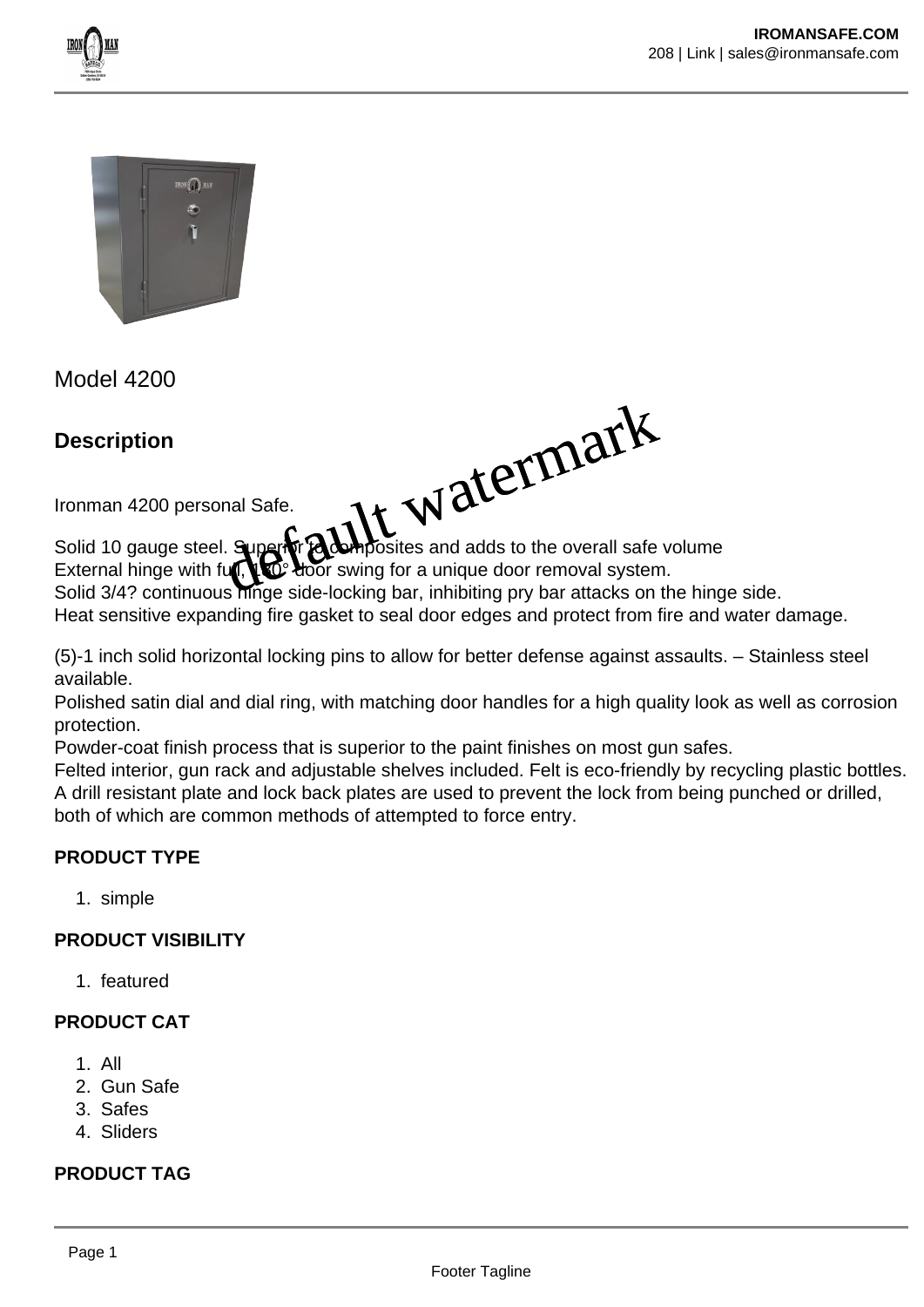# Model 4200

## Description

Ironman 4200 personal Safe.

Solid 10 gauge steel. Superior to composites and adds to the overall safe volume
External hinge with full 180° door swing for a unique door removal system.
Solid 3/4? continuous hinge side-locking bar, inhibiting pry bar attacks on the hinge side.
Heat sensitive expanding fire gasket to seal door edges and protect from fire and water damage.

(5)-1 inch solid horizontal locking pins to allow for better defense against assaults. – Stainless steel available.
Polished satin dial and dial ring, with matching door handles for a high quality look as well as corrosion protection.
Powder-coat finish process that is superior to the paint finishes on most gun safes.
Felted interior, gun rack and adjustable shelves included. Felt is eco-friendly by recycling plastic bottles.
A drill resistant plate and lock back plates are used to prevent the lock from being punched or drilled, both of which are common methods of attempted to force entry.

**PRODUCT TYPE**

1. simple

**PRODUCT VISIBILITY**

1. featured

**PRODUCT CAT**

1. All
2. Gun Safe
3. Safes
4. Sliders

**PRODUCT TAG**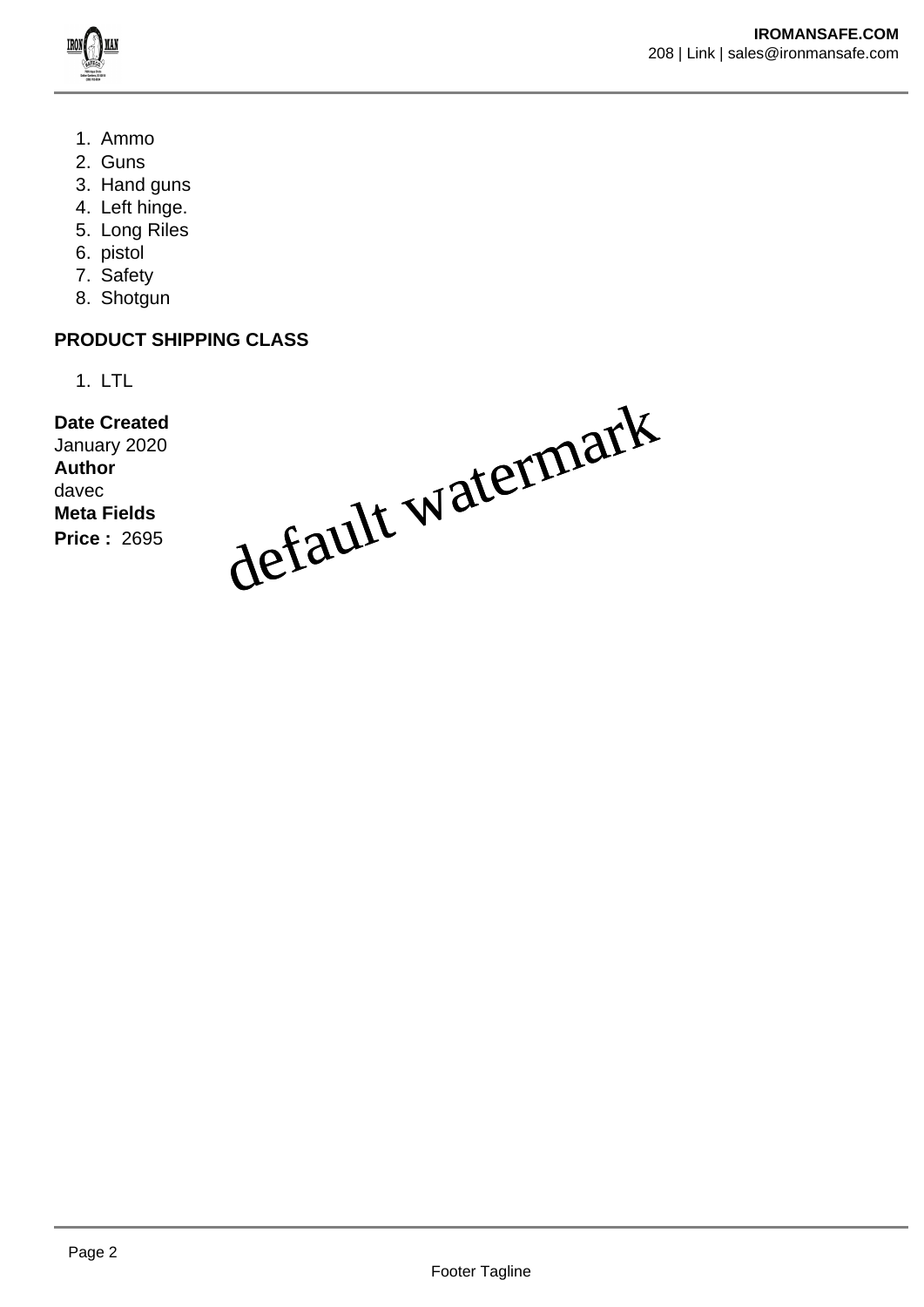1. Ammo
2. Guns
3. Hand guns
4. Left hinge.
5. Long Riles
6. pistol
7. Safety
8. Shotgun

**PRODUCT SHIPPING CLASS**

1. LTL

**Date Created**
January 2020
**Author**
davec
**Meta Fields**
**Price :** 2695

default watermark